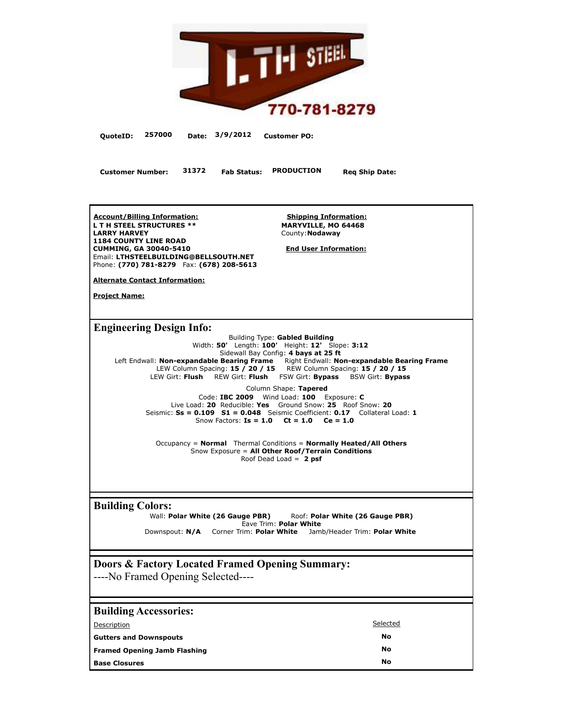L.TH STEEL

770-781-8279

**QuoteID:** 257000 **Date:** 3/9/2012 **Customer PO:**

**Customer Number:** 31372 **Fab Status:** PRODUCTION **Req Ship Date:**

**Account/Billing Information:**
**L T H STEEL STRUCTURES \*\***
**LARRY HARVEY**
**1184 COUNTY LINE ROAD**
**CUMMING, GA 30040-5410**
Email: **LTHSTEELBUILDING@BELLSOUTH.NET**
Phone: **(770) 781-8279** Fax: **(678) 208-5613**

**Alternate Contact Information:**

**Project Name:**

**Shipping Information:**
**MARYVILLE, MO 64468**
County: **Nodaway**

**End User Information:**

## Engineering Design Info:

Building Type: **Gabled Building**
Width: **50'** Length: **100'** Height: **12'** Slope: **3:12**
Sidewall Bay Config: **4 bays at 25 ft**
Left Endwall: **Non-expandable Bearing Frame** Right Endwall: **Non-expandable Bearing Frame**
LEW Column Spacing: **15 / 20 / 15** REW Column Spacing: **15 / 20 / 15**
LEW Girt: **Flush** REW Girt: **Flush** FSW Girt: **Bypass** BSW Girt: **Bypass**

Column Shape: **Tapered**
Code: **IBC 2009** Wind Load: **100** Exposure: **C**
Live Load: **20** Reducible: **Yes** Ground Snow: **25** Roof Snow: **20**
Seismic: **Ss = 0.109** **S1 = 0.048** Seismic Coefficient: **0.17** Collateral Load: **1**
Snow Factors: **Is = 1.0** **Ct = 1.0** **Ce = 1.0**

Occupancy = **Normal** Thermal Conditions = **Normally Heated/All Others**
Snow Exposure = **All Other Roof/Terrain Conditions**
Roof Dead Load = **2 psf**

## Building Colors:

Wall: **Polar White (26 Gauge PBR)** Roof: **Polar White (26 Gauge PBR)**
Eave Trim: **Polar White**
Downspout: **N/A** Corner Trim: **Polar White** Jamb/Header Trim: **Polar White**

## Doors & Factory Located Framed Opening Summary:

----No Framed Opening Selected----

## Building Accessories:

| Description | Selected |
|---|---|
| **Gutters and Downspouts** | **No** |
| **Framed Opening Jamb Flashing** | **No** |
| **Base Closures** | **No** |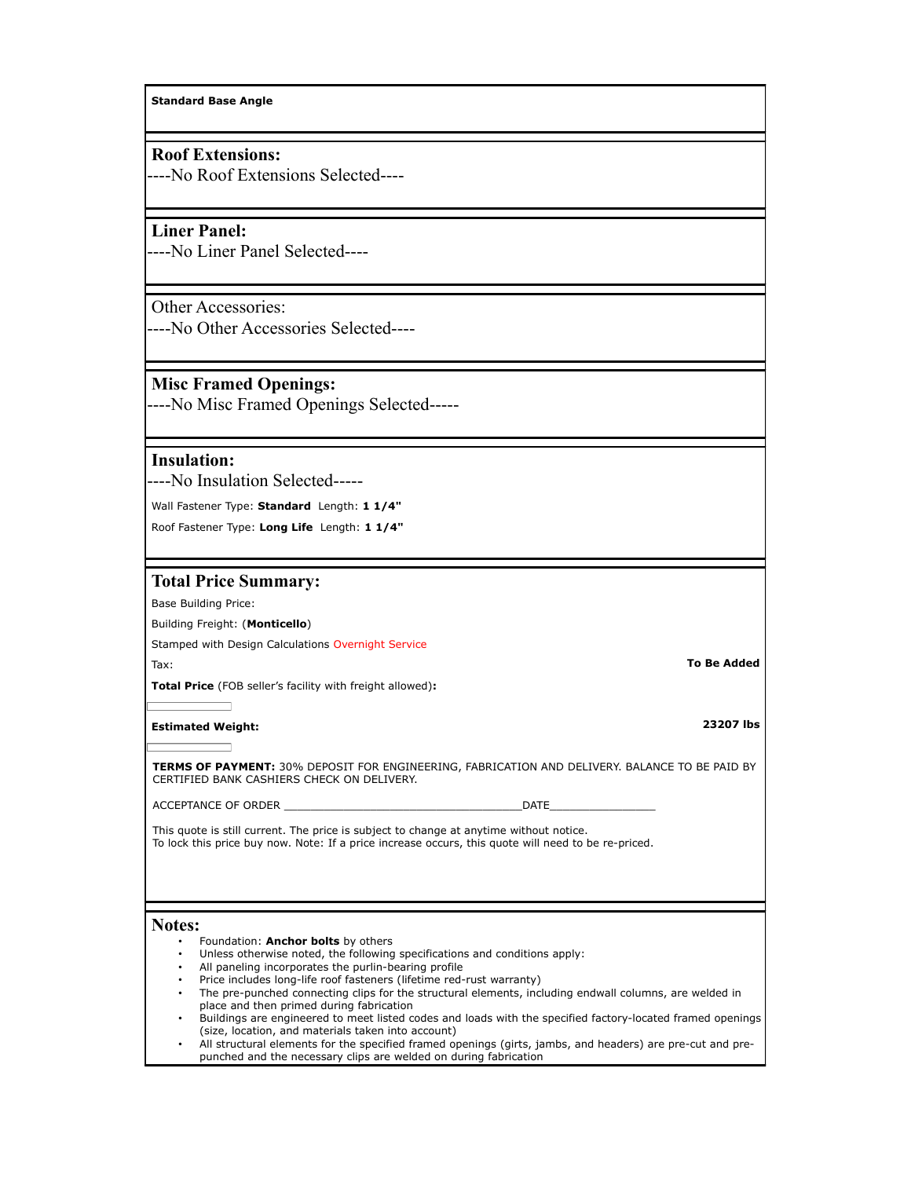**Standard Base Angle**

## Roof Extensions:

----No Roof Extensions Selected----

## Liner Panel:

----No Liner Panel Selected----

Other Accessories:

----No Other Accessories Selected----

## Misc Framed Openings:

----No Misc Framed Openings Selected-----

## Insulation:

----No Insulation Selected-----

Wall Fastener Type: **Standard** Length: **1 1/4"**

Roof Fastener Type: **Long Life** Length: **1 1/4"**

## Total Price Summary:

Base Building Price:

Building Freight: (**Monticello**)

Stamped with Design Calculations Overnight Service

Tax: **To Be Added**

**Total Price** (FOB seller's facility with freight allowed)**:**

**Estimated Weight:** **23207 lbs**

**TERMS OF PAYMENT:** 30% DEPOSIT FOR ENGINEERING, FABRICATION AND DELIVERY. BALANCE TO BE PAID BY CERTIFIED BANK CASHIERS CHECK ON DELIVERY.

ACCEPTANCE OF ORDER ____________________________________DATE________________

This quote is still current. The price is subject to change at anytime without notice.
To lock this price buy now. Note: If a price increase occurs, this quote will need to be re-priced.

## Notes:

- Foundation: **Anchor bolts** by others
- Unless otherwise noted, the following specifications and conditions apply:
- All paneling incorporates the purlin-bearing profile
- Price includes long-life roof fasteners (lifetime red-rust warranty)
- The pre-punched connecting clips for the structural elements, including endwall columns, are welded in place and then primed during fabrication
- Buildings are engineered to meet listed codes and loads with the specified factory-located framed openings (size, location, and materials taken into account)
- All structural elements for the specified framed openings (girts, jambs, and headers) are pre-cut and pre-punched and the necessary clips are welded on during fabrication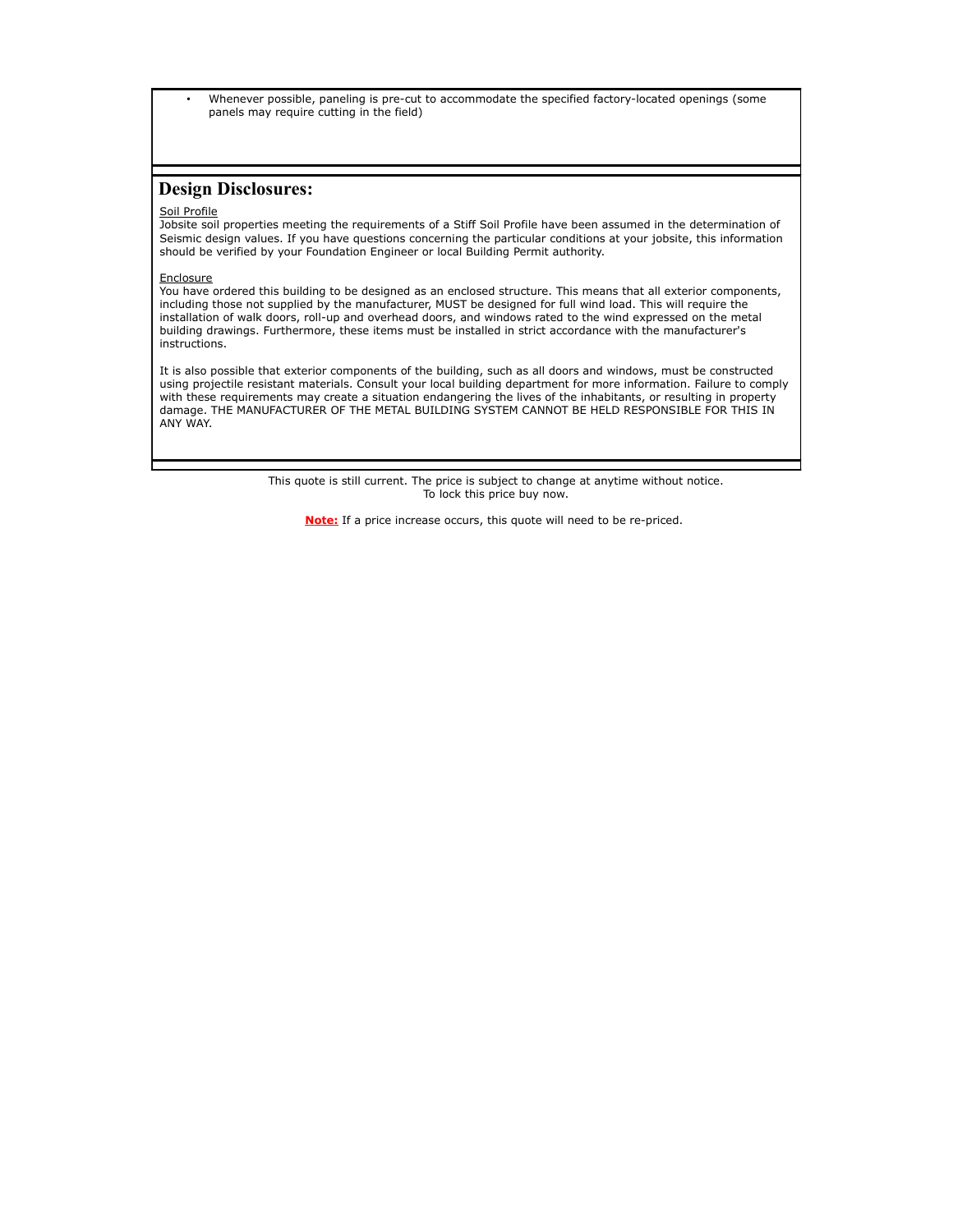- Whenever possible, paneling is pre-cut to accommodate the specified factory-located openings (some panels may require cutting in the field)

## Design Disclosures:

Soil Profile

Jobsite soil properties meeting the requirements of a Stiff Soil Profile have been assumed in the determination of Seismic design values. If you have questions concerning the particular conditions at your jobsite, this information should be verified by your Foundation Engineer or local Building Permit authority.

Enclosure

You have ordered this building to be designed as an enclosed structure. This means that all exterior components, including those not supplied by the manufacturer, MUST be designed for full wind load. This will require the installation of walk doors, roll-up and overhead doors, and windows rated to the wind expressed on the metal building drawings. Furthermore, these items must be installed in strict accordance with the manufacturer's instructions.

It is also possible that exterior components of the building, such as all doors and windows, must be constructed using projectile resistant materials. Consult your local building department for more information. Failure to comply with these requirements may create a situation endangering the lives of the inhabitants, or resulting in property damage. THE MANUFACTURER OF THE METAL BUILDING SYSTEM CANNOT BE HELD RESPONSIBLE FOR THIS IN ANY WAY.

This quote is still current. The price is subject to change at anytime without notice.
To lock this price buy now.

**Note:** If a price increase occurs, this quote will need to be re-priced.